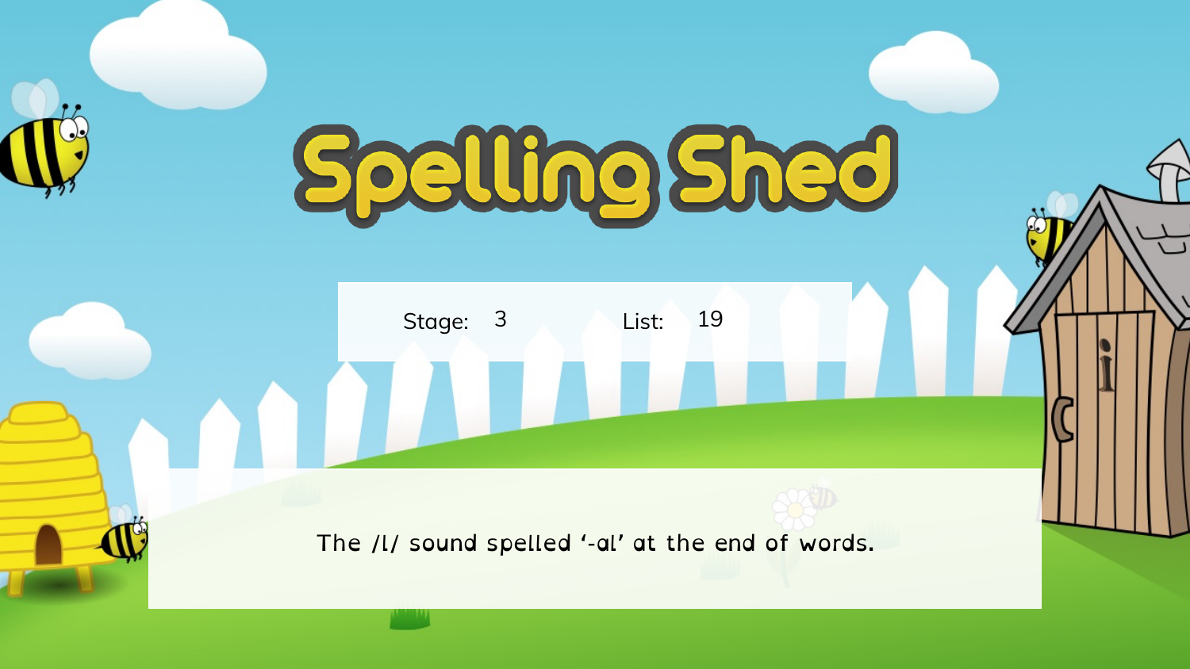# Spelling Shed

Stage: 3 List: 19

The /l/ sound spelled '-al' at the end of words.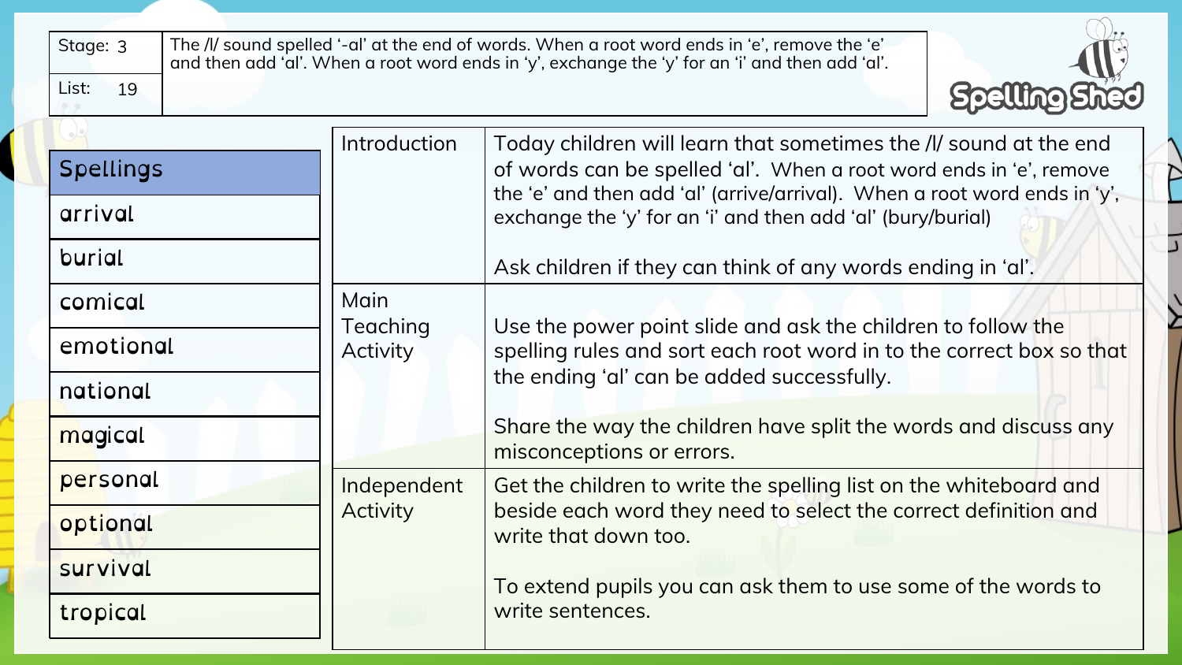| Stage: 3 | The /l/ sound spelled '-al' at the end of words. When a root word ends in 'e', remove the 'e' and then add 'al'. When a root word ends in 'y', exchange the 'y' for an 'i' and then add 'al'. |
| --- | --- |
| List: 19 | |

Spelling Shed

| Spellings |
| --- |
| arrival |
| burial |
| comical |
| emotional |
| national |
| magical |
| personal |
| optional |
| survival |
| tropical |

| | |
| --- | --- |
| Introduction | Today children will learn that sometimes the /l/ sound at the end of words can be spelled 'al'. When a root word ends in 'e', remove the 'e' and then add 'al' (arrive/arrival). When a root word ends in 'y', exchange the 'y' for an 'i' and then add 'al' (bury/burial)<br><br>Ask children if they can think of any words ending in 'al'. |
| Main Teaching Activity | Use the power point slide and ask the children to follow the spelling rules and sort each root word in to the correct box so that the ending 'al' can be added successfully.<br><br>Share the way the children have split the words and discuss any misconceptions or errors. |
| Independent Activity | Get the children to write the spelling list on the whiteboard and beside each word they need to select the correct definition and write that down too.<br><br>To extend pupils you can ask them to use some of the words to write sentences. |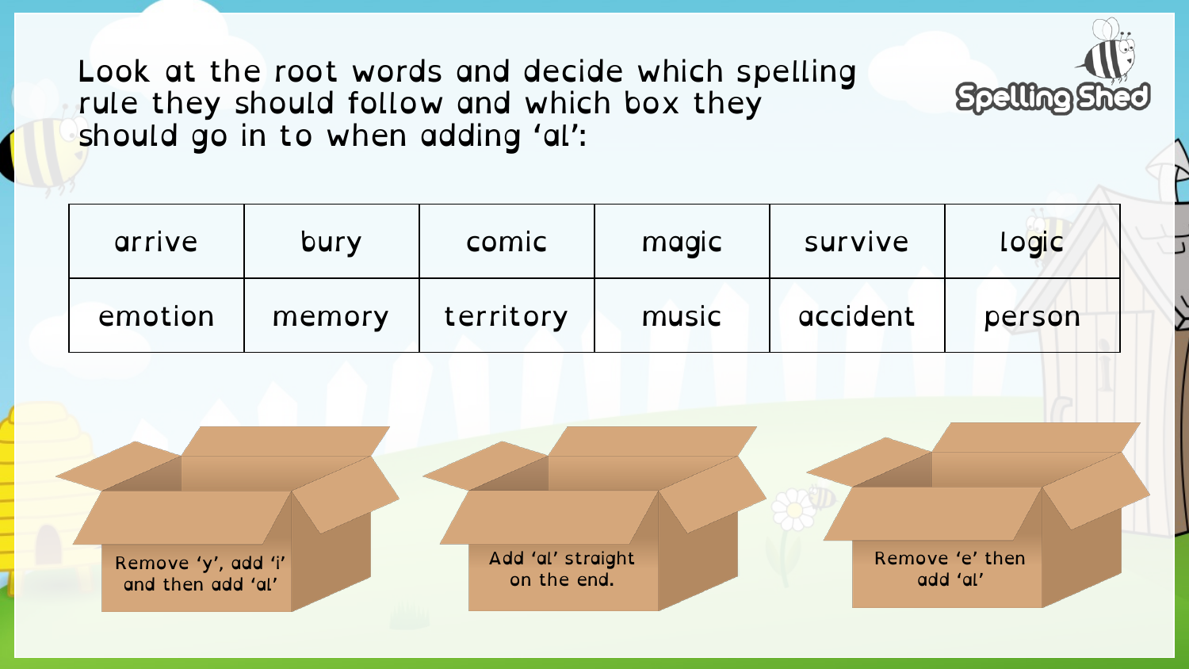Look at the root words and decide which spelling rule they should follow and which box they should go in to when adding 'al':

| arrive | bury | comic | magic | survive | logic |
|---|---|---|---|---|---|
| emotion | memory | territory | music | accident | person |

Remove 'y', add 'i' and then add 'al'

Add 'al' straight on the end.

Remove 'e' then add 'al'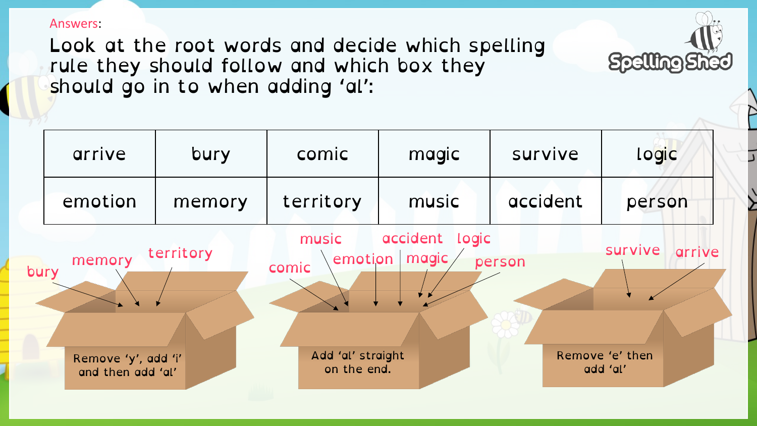Answers:

Look at the root words and decide which spelling rule they should follow and which box they should go in to when adding 'al':

| arrive | bury | comic | magic | survive | logic |
|---|---|---|---|---|---|
| emotion | memory | territory | music | accident | person |

**Remove 'y', add 'i' and then add 'al'**

- bury
- memory
- territory

**Add 'al' straight on the end.**

- comic
- music
- emotion
- accident
- magic
- logic
- person

**Remove 'e' then add 'al'**

- survive
- arrive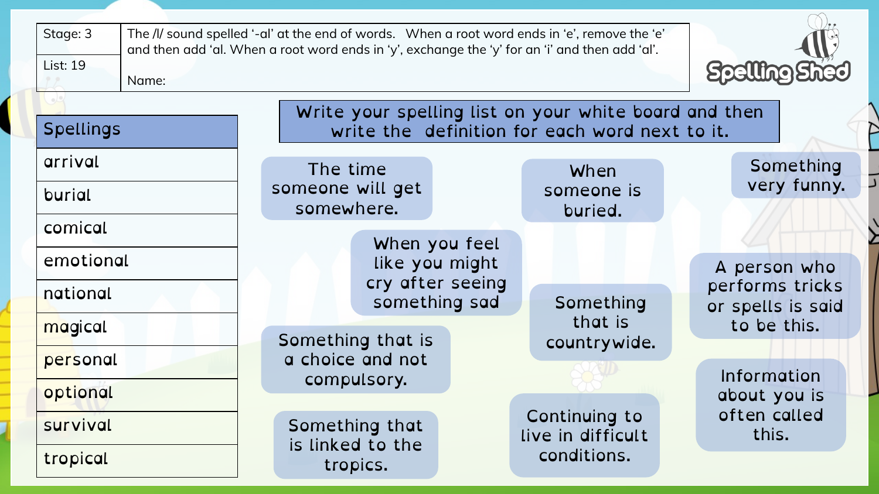| Stage: 3 | The /l/ sound spelled '-al' at the end of words. When a root word ends in 'e', remove the 'e' and then add 'al. When a root word ends in 'y', exchange the 'y' for an 'i' and then add 'al'. |
|---|---|
| List: 19 | Name: |

Spelling Shed

| Spellings |
|---|
| arrival |
| burial |
| comical |
| emotional |
| national |
| magical |
| personal |
| optional |
| survival |
| tropical |

**Write your spelling list on your white board and then write the definition for each word next to it.**

- The time someone will get somewhere.
- When someone is buried.
- Something very funny.
- When you feel like you might cry after seeing something sad
- A person who performs tricks or spells is said to be this.
- Something that is countrywide.
- Something that is a choice and not compulsory.
- Information about you is often called this.
- Continuing to live in difficult conditions.
- Something that is linked to the tropics.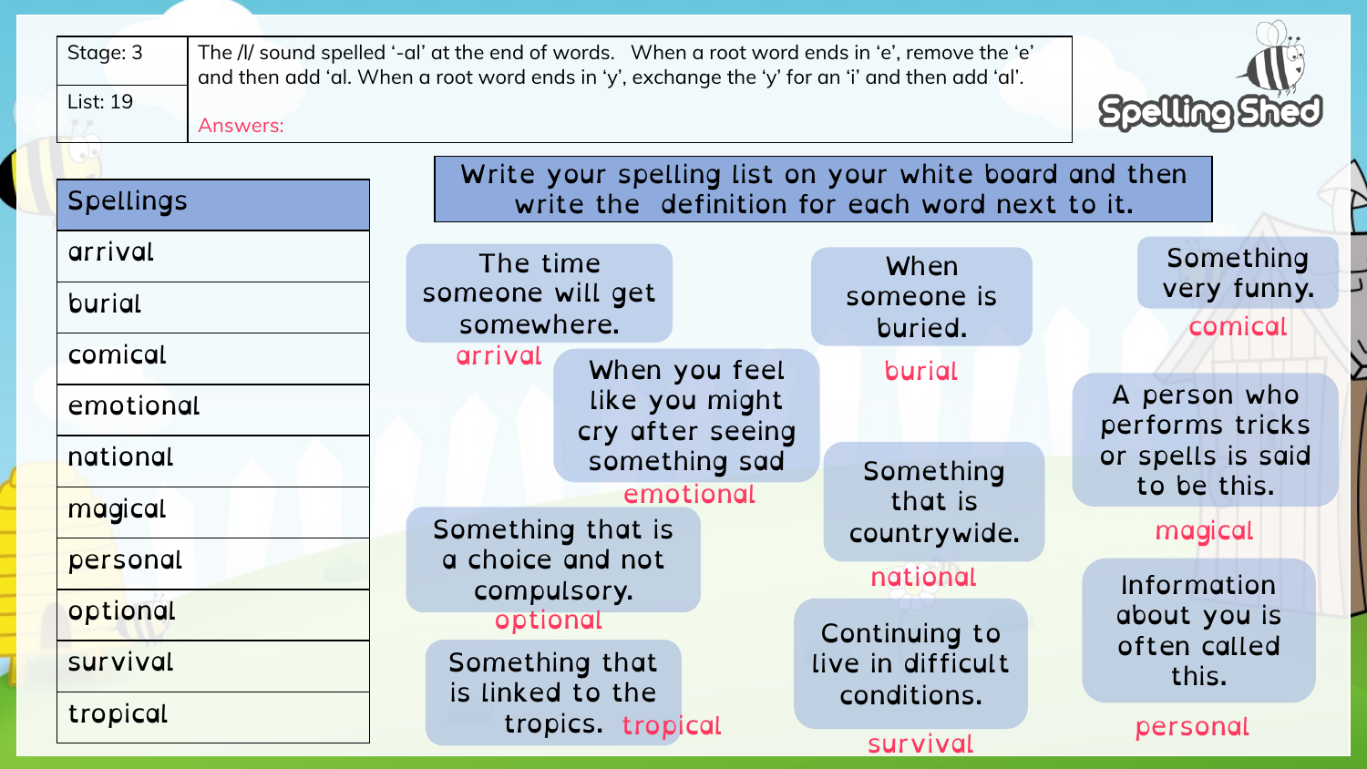| Stage: 3 | The /l/ sound spelled '-al' at the end of words. When a root word ends in 'e', remove the 'e' and then add 'al. When a root word ends in 'y', exchange the 'y' for an 'i' and then add 'al'. |
| --- | --- |
| List: 19 | Answers: |

Spelling Shed

| Spellings |
| --- |
| arrival |
| burial |
| comical |
| emotional |
| national |
| magical |
| personal |
| optional |
| survival |
| tropical |

Write your spelling list on your white board and then write the definition for each word next to it.

The time someone will get somewhere.
arrival

When someone is buried.
burial

Something very funny.
comical

When you feel like you might cry after seeing something sad
emotional

Something that is countrywide.
national

A person who performs tricks or spells is said to be this.
magical

Something that is a choice and not compulsory.
optional

Continuing to live in difficult conditions.
survival

Information about you is often called this.
personal

Something that is linked to the tropics.
tropical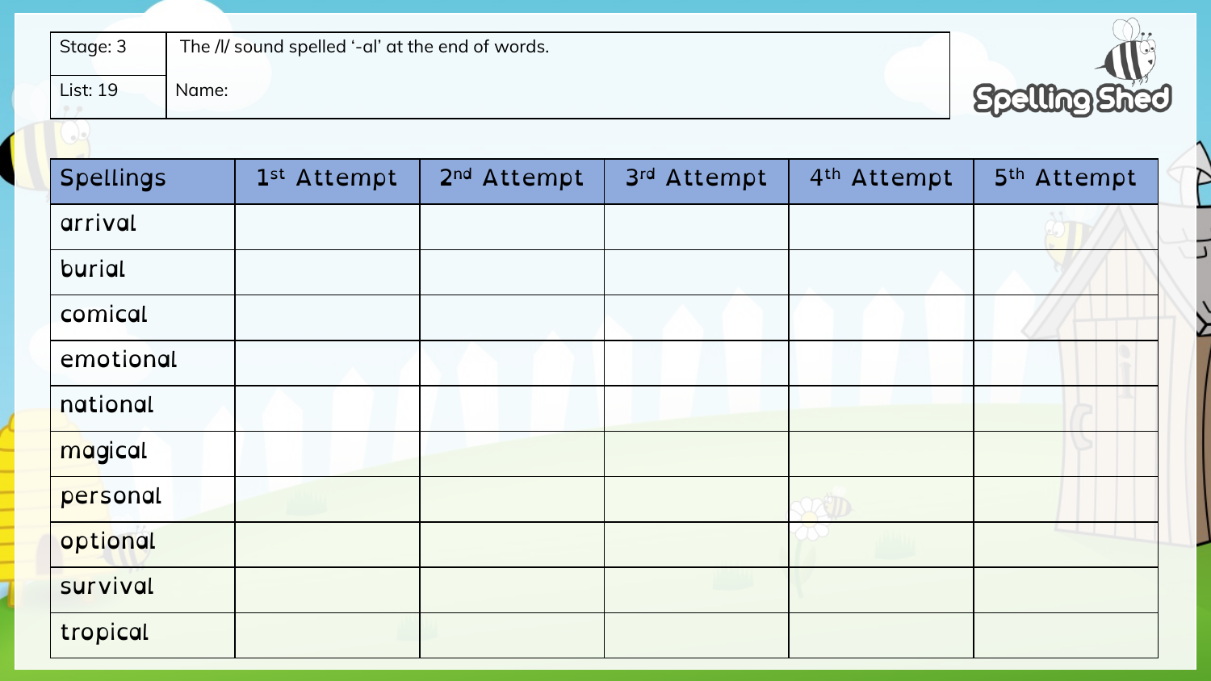| Stage: 3 | The /l/ sound spelled '-al' at the end of words. |
|---|---|
| List: 19 | Name: |

| Spellings | 1st Attempt | 2nd Attempt | 3rd Attempt | 4th Attempt | 5th Attempt |
|---|---|---|---|---|---|
| arrival | | | | | |
| burial | | | | | |
| comical | | | | | |
| emotional | | | | | |
| national | | | | | |
| magical | | | | | |
| personal | | | | | |
| optional | | | | | |
| survival | | | | | |
| tropical | | | | | |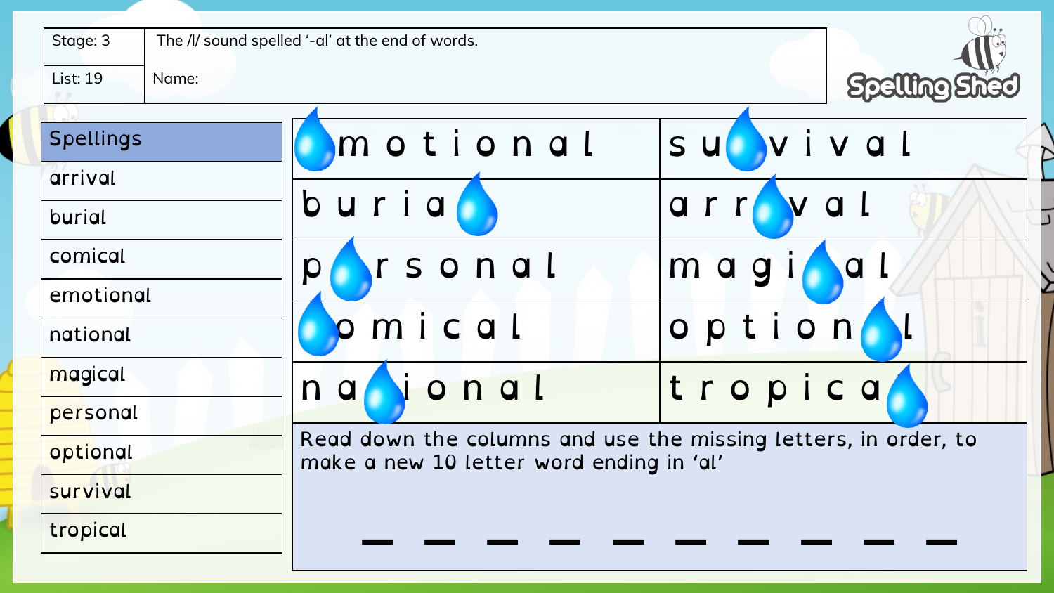| Stage: 3 | The /l/ sound spelled '-al' at the end of words. |
| --- | --- |
| List: 19 | Name: |

Spelling Shed

| Spellings |
| --- |
| arrival |
| burial |
| comical |
| emotional |
| national |
| magical |
| personal |
| optional |
| survival |
| tropical |

| | |
| --- | --- |
| _ m o t i o n a l | s u _ v i v a l |
| b u r i a _ | a r r _ v a l |
| p _ r s o n a l | m a g i _ a l |
| _ o m i c a l | o p t i o n _ l |
| n a _ i o n a l | t r o p i c a _ |

Read down the columns and use the missing letters, in order, to make a new 10 letter word ending in 'al'

_ _ _ _ _ _ _ _ _ _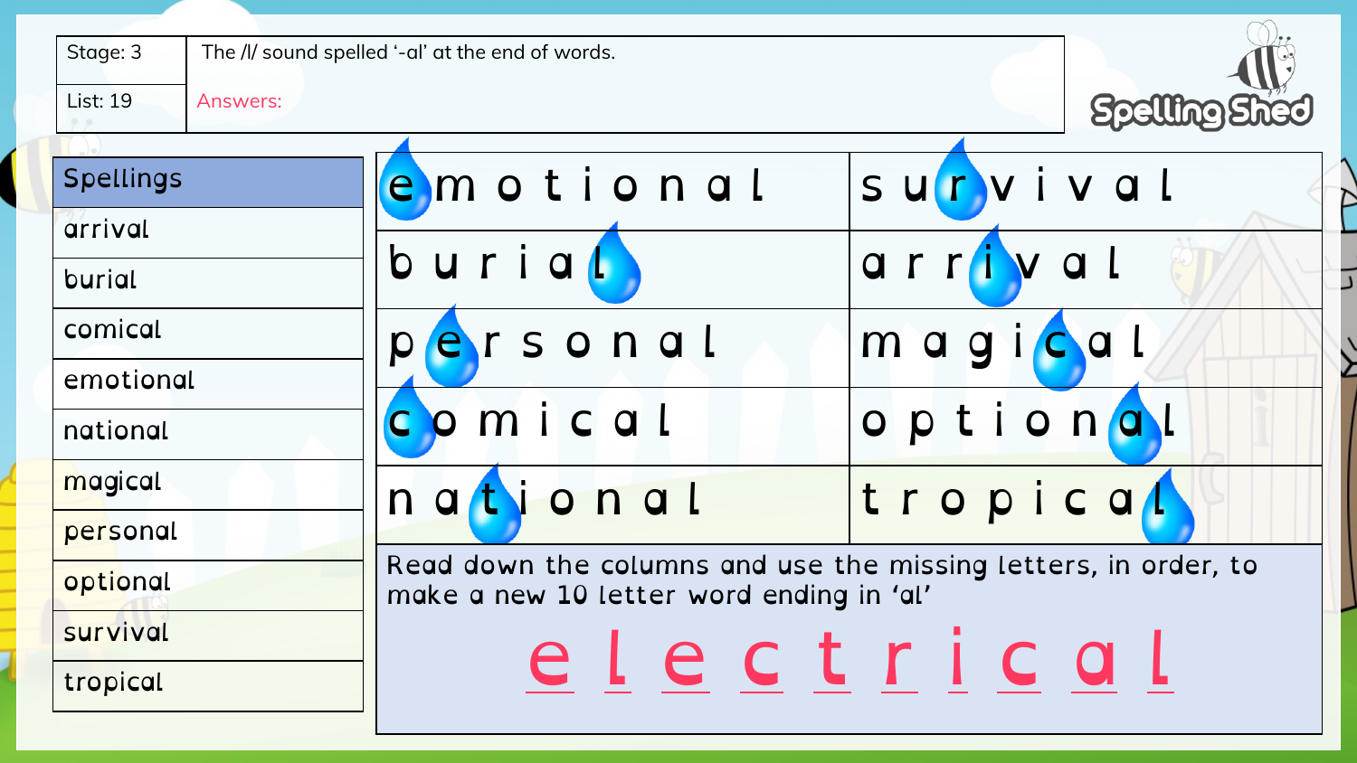| Stage: 3 | The /l/ sound spelled '-al' at the end of words. |
| --- | --- |
| List: 19 | Answers: |

| Spellings |
| --- |
| arrival |
| burial |
| comical |
| emotional |
| national |
| magical |
| personal |
| optional |
| survival |
| tropical |

| | |
| --- | --- |
| e m o t i o n a l | s u r v i v a l |
| b u r i a l | a r r i v a l |
| p e r s o n a l | m a g i c a l |
| c o m i c a l | o p t i o n a l |
| n a t i o n a l | t r o p i c a l |

Read down the columns and use the missing letters, in order, to make a new 10 letter word ending in 'al'

e l e c t r i c a l